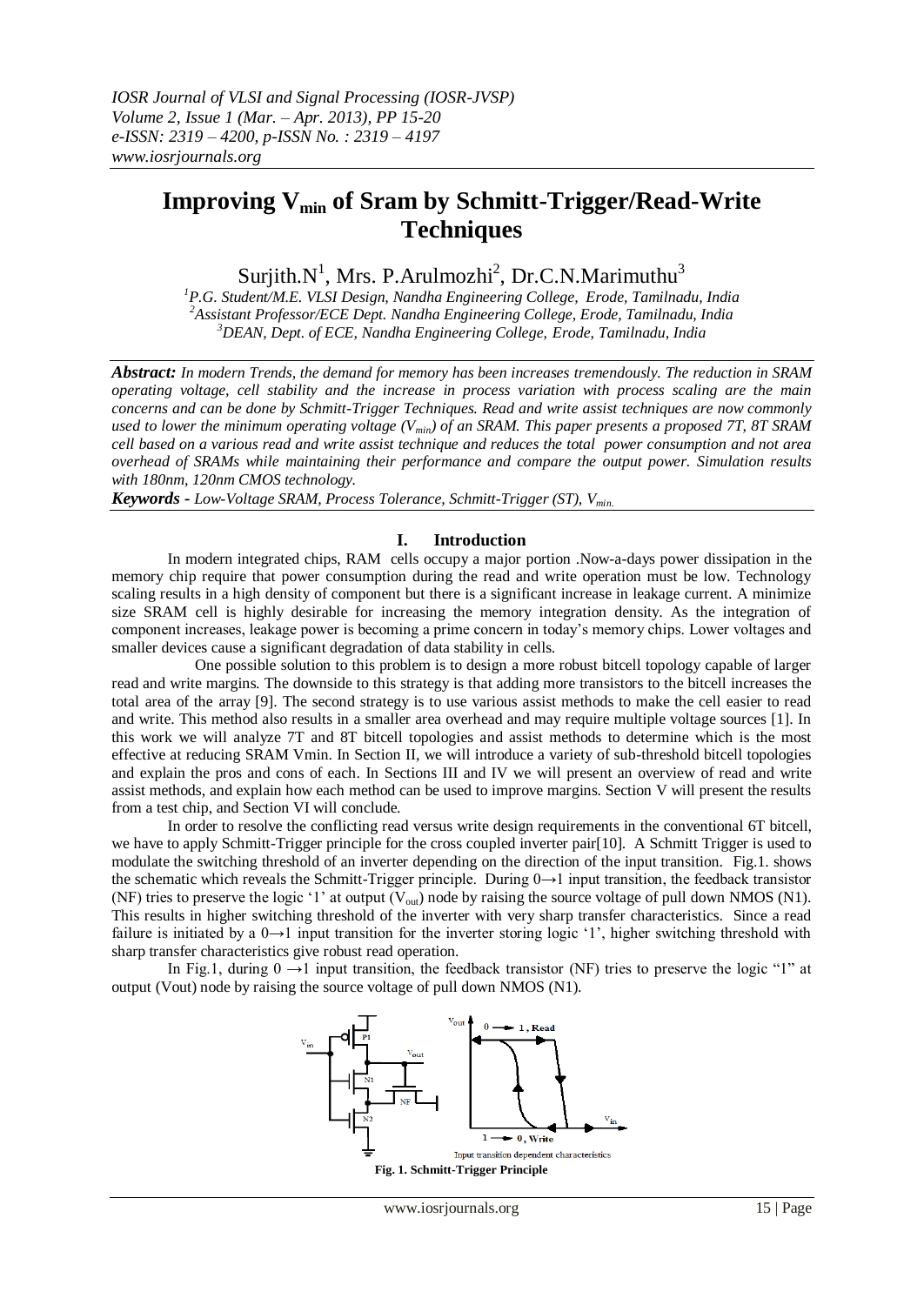*IOSR Journal of VLSI and Signal Processing (IOSR-JVSP)*
*Volume 2, Issue 1 (Mar. – Apr. 2013), PP 15-20*
*e-ISSN: 2319 – 4200, p-ISSN No. : 2319 – 4197*
*www.iosrjournals.org*

# Improving $V_{min}$ of Sram by Schmitt-Trigger/Read-Write Techniques

Surjith.N[1], Mrs. P.Arulmozhi[2], Dr.C.N.Marimuthu[3]

[1]*P.G. Student/M.E. VLSI Design, Nandha Engineering College, Erode, Tamilnadu, India*
[2]*Assistant Professor/ECE Dept. Nandha Engineering College, Erode, Tamilnadu, India*
[3]*DEAN, Dept. of ECE, Nandha Engineering College, Erode, Tamilnadu, India*

***Abstract:*** *In modern Trends, the demand for memory has been increases tremendously. The reduction in SRAM operating voltage, cell stability and the increase in process variation with process scaling are the main concerns and can be done by Schmitt-Trigger Techniques. Read and write assist techniques are now commonly used to lower the minimum operating voltage ($V_{min}$) of an SRAM. This paper presents a proposed 7T, 8T SRAM cell based on a various read and write assist technique and reduces the total power consumption and not area overhead of SRAMs while maintaining their performance and compare the output power. Simulation results with 180nm, 120nm CMOS technology.*

***Keywords -*** *Low-Voltage SRAM, Process Tolerance, Schmitt-Trigger (ST), $V_{min}$.*

## I. Introduction

In modern integrated chips, RAM cells occupy a major portion .Now-a-days power dissipation in the memory chip require that power consumption during the read and write operation must be low. Technology scaling results in a high density of component but there is a significant increase in leakage current. A minimize size SRAM cell is highly desirable for increasing the memory integration density. As the integration of component increases, leakage power is becoming a prime concern in today's memory chips. Lower voltages and smaller devices cause a significant degradation of data stability in cells.

One possible solution to this problem is to design a more robust bitcell topology capable of larger read and write margins. The downside to this strategy is that adding more transistors to the bitcell increases the total area of the array [9]. The second strategy is to use various assist methods to make the cell easier to read and write. This method also results in a smaller area overhead and may require multiple voltage sources [1]. In this work we will analyze 7T and 8T bitcell topologies and assist methods to determine which is the most effective at reducing SRAM Vmin. In Section II, we will introduce a variety of sub-threshold bitcell topologies and explain the pros and cons of each. In Sections III and IV we will present an overview of read and write assist methods, and explain how each method can be used to improve margins. Section V will present the results from a test chip, and Section VI will conclude.

In order to resolve the conflicting read versus write design requirements in the conventional 6T bitcell, we have to apply Schmitt-Trigger principle for the cross coupled inverter pair[10]. A Schmitt Trigger is used to modulate the switching threshold of an inverter depending on the direction of the input transition. Fig.1. shows the schematic which reveals the Schmitt-Trigger principle. During 0→1 input transition, the feedback transistor (NF) tries to preserve the logic '1' at output ($V_{out}$) node by raising the source voltage of pull down NMOS (N1). This results in higher switching threshold of the inverter with very sharp transfer characteristics. Since a read failure is initiated by a 0→1 input transition for the inverter storing logic '1', higher switching threshold with sharp transfer characteristics give robust read operation.

In Fig.1, during 0 →1 input transition, the feedback transistor (NF) tries to preserve the logic "1" at output (Vout) node by raising the source voltage of pull down NMOS (N1).

**Fig. 1. Schmitt-Trigger Principle**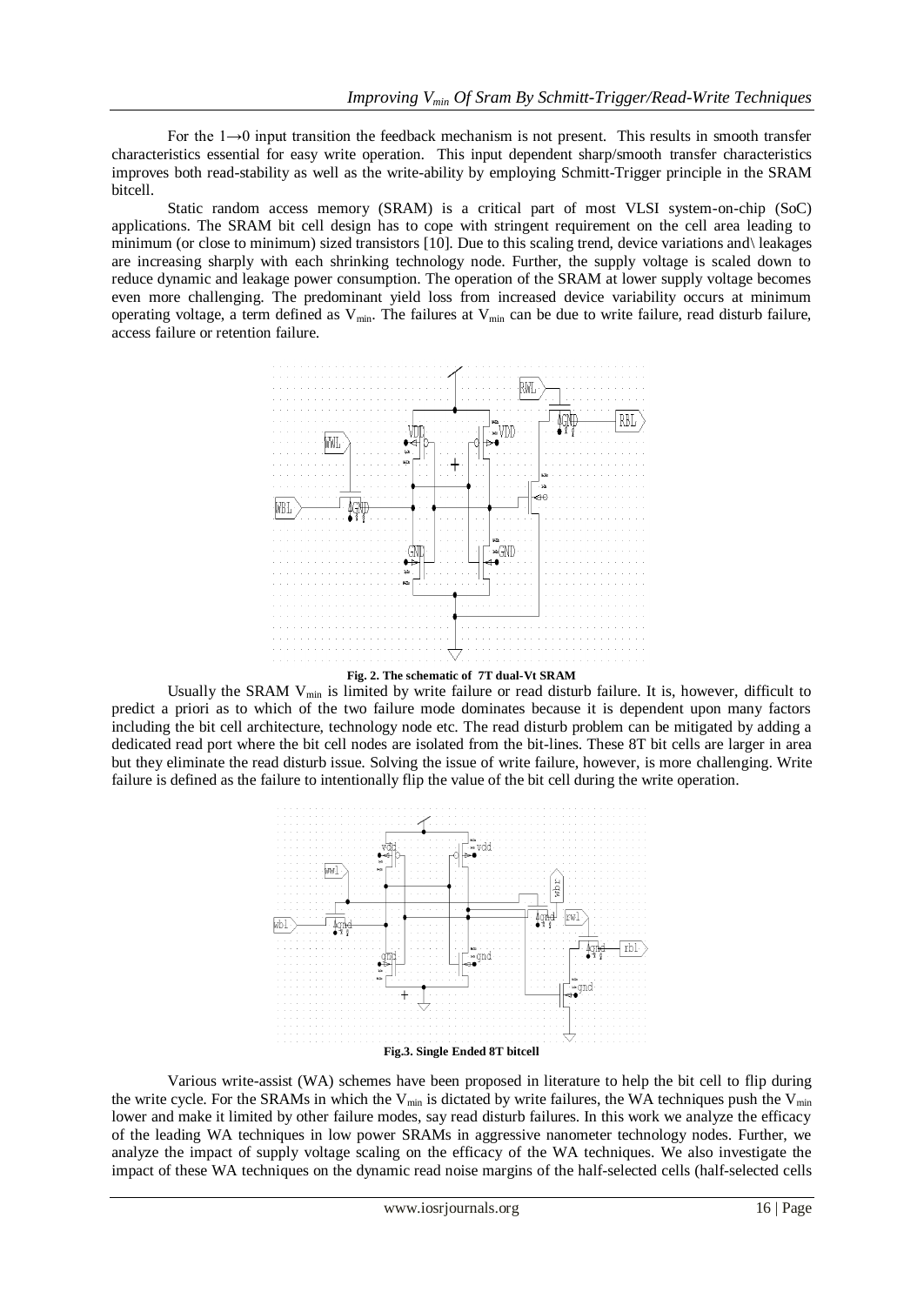For the 1→0 input transition the feedback mechanism is not present. This results in smooth transfer characteristics essential for easy write operation. This input dependent sharp/smooth transfer characteristics improves both read-stability as well as the write-ability by employing Schmitt-Trigger principle in the SRAM bitcell.

Static random access memory (SRAM) is a critical part of most VLSI system-on-chip (SoC) applications. The SRAM bit cell design has to cope with stringent requirement on the cell area leading to minimum (or close to minimum) sized transistors [10]. Due to this scaling trend, device variations and\ leakages are increasing sharply with each shrinking technology node. Further, the supply voltage is scaled down to reduce dynamic and leakage power consumption. The operation of the SRAM at lower supply voltage becomes even more challenging. The predominant yield loss from increased device variability occurs at minimum operating voltage, a term defined as $V_{min}$. The failures at $V_{min}$ can be due to write failure, read disturb failure, access failure or retention failure.

**Fig. 2. The schematic of 7T dual-Vt SRAM**

Usually the SRAM $V_{min}$ is limited by write failure or read disturb failure. It is, however, difficult to predict a priori as to which of the two failure mode dominates because it is dependent upon many factors including the bit cell architecture, technology node etc. The read disturb problem can be mitigated by adding a dedicated read port where the bit cell nodes are isolated from the bit-lines. These 8T bit cells are larger in area but they eliminate the read disturb issue. Solving the issue of write failure, however, is more challenging. Write failure is defined as the failure to intentionally flip the value of the bit cell during the write operation.

**Fig.3. Single Ended 8T bitcell**

Various write-assist (WA) schemes have been proposed in literature to help the bit cell to flip during the write cycle. For the SRAMs in which the $V_{min}$ is dictated by write failures, the WA techniques push the $V_{min}$ lower and make it limited by other failure modes, say read disturb failures. In this work we analyze the efficacy of the leading WA techniques in low power SRAMs in aggressive nanometer technology nodes. Further, we analyze the impact of supply voltage scaling on the efficacy of the WA techniques. We also investigate the impact of these WA techniques on the dynamic read noise margins of the half-selected cells (half-selected cells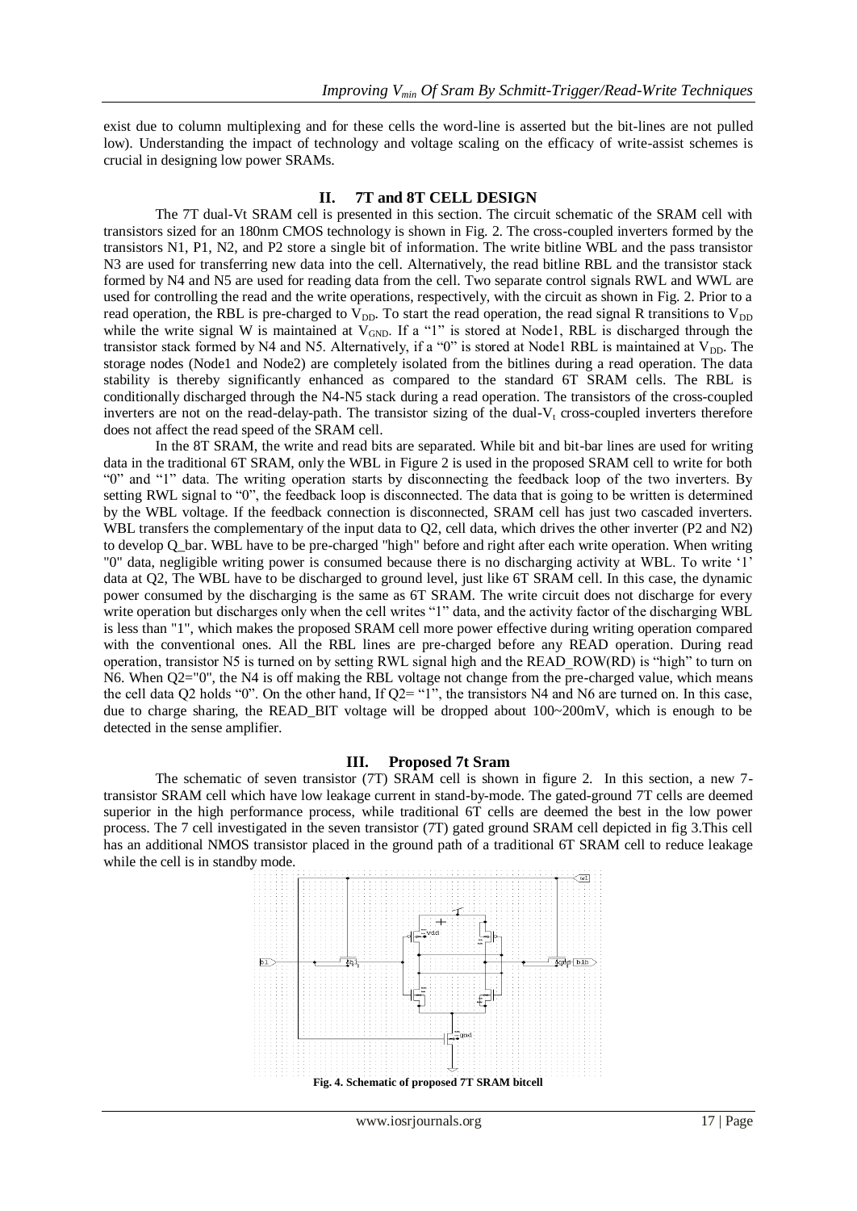exist due to column multiplexing and for these cells the word-line is asserted but the bit-lines are not pulled low). Understanding the impact of technology and voltage scaling on the efficacy of write-assist schemes is crucial in designing low power SRAMs.

## II. 7T and 8T CELL DESIGN

The 7T dual-Vt SRAM cell is presented in this section. The circuit schematic of the SRAM cell with transistors sized for an 180nm CMOS technology is shown in Fig. 2. The cross-coupled inverters formed by the transistors N1, P1, N2, and P2 store a single bit of information. The write bitline WBL and the pass transistor N3 are used for transferring new data into the cell. Alternatively, the read bitline RBL and the transistor stack formed by N4 and N5 are used for reading data from the cell. Two separate control signals RWL and WWL are used for controlling the read and the write operations, respectively, with the circuit as shown in Fig. 2. Prior to a read operation, the RBL is pre-charged to $V_{DD}$. To start the read operation, the read signal R transitions to $V_{DD}$ while the write signal W is maintained at $V_{GND}$. If a "1" is stored at Node1, RBL is discharged through the transistor stack formed by N4 and N5. Alternatively, if a "0" is stored at Node1 RBL is maintained at $V_{DD}$. The storage nodes (Node1 and Node2) are completely isolated from the bitlines during a read operation. The data stability is thereby significantly enhanced as compared to the standard 6T SRAM cells. The RBL is conditionally discharged through the N4-N5 stack during a read operation. The transistors of the cross-coupled inverters are not on the read-delay-path. The transistor sizing of the dual-$V_t$ cross-coupled inverters therefore does not affect the read speed of the SRAM cell.

In the 8T SRAM, the write and read bits are separated. While bit and bit-bar lines are used for writing data in the traditional 6T SRAM, only the WBL in Figure 2 is used in the proposed SRAM cell to write for both "0" and "1" data. The writing operation starts by disconnecting the feedback loop of the two inverters. By setting RWL signal to "0", the feedback loop is disconnected. The data that is going to be written is determined by the WBL voltage. If the feedback connection is disconnected, SRAM cell has just two cascaded inverters. WBL transfers the complementary of the input data to Q2, cell data, which drives the other inverter (P2 and N2) to develop Q_bar. WBL have to be pre-charged "high" before and right after each write operation. When writing "0" data, negligible writing power is consumed because there is no discharging activity at WBL. To write '1' data at Q2, The WBL have to be discharged to ground level, just like 6T SRAM cell. In this case, the dynamic power consumed by the discharging is the same as 6T SRAM. The write circuit does not discharge for every write operation but discharges only when the cell writes "1" data, and the activity factor of the discharging WBL is less than "1", which makes the proposed SRAM cell more power effective during writing operation compared with the conventional ones. All the RBL lines are pre-charged before any READ operation. During read operation, transistor N5 is turned on by setting RWL signal high and the READ_ROW(RD) is "high" to turn on N6. When Q2="0", the N4 is off making the RBL voltage not change from the pre-charged value, which means the cell data Q2 holds "0". On the other hand, If Q2= "1", the transistors N4 and N6 are turned on. In this case, due to charge sharing, the READ_BIT voltage will be dropped about 100~200mV, which is enough to be detected in the sense amplifier.

## III. Proposed 7t Sram

The schematic of seven transistor (7T) SRAM cell is shown in figure 2. In this section, a new 7-transistor SRAM cell which have low leakage current in stand-by-mode. The gated-ground 7T cells are deemed superior in the high performance process, while traditional 6T cells are deemed the best in the low power process. The 7 cell investigated in the seven transistor (7T) gated ground SRAM cell depicted in fig 3.This cell has an additional NMOS transistor placed in the ground path of a traditional 6T SRAM cell to reduce leakage while the cell is in standby mode.

**Fig. 4. Schematic of proposed 7T SRAM bitcell**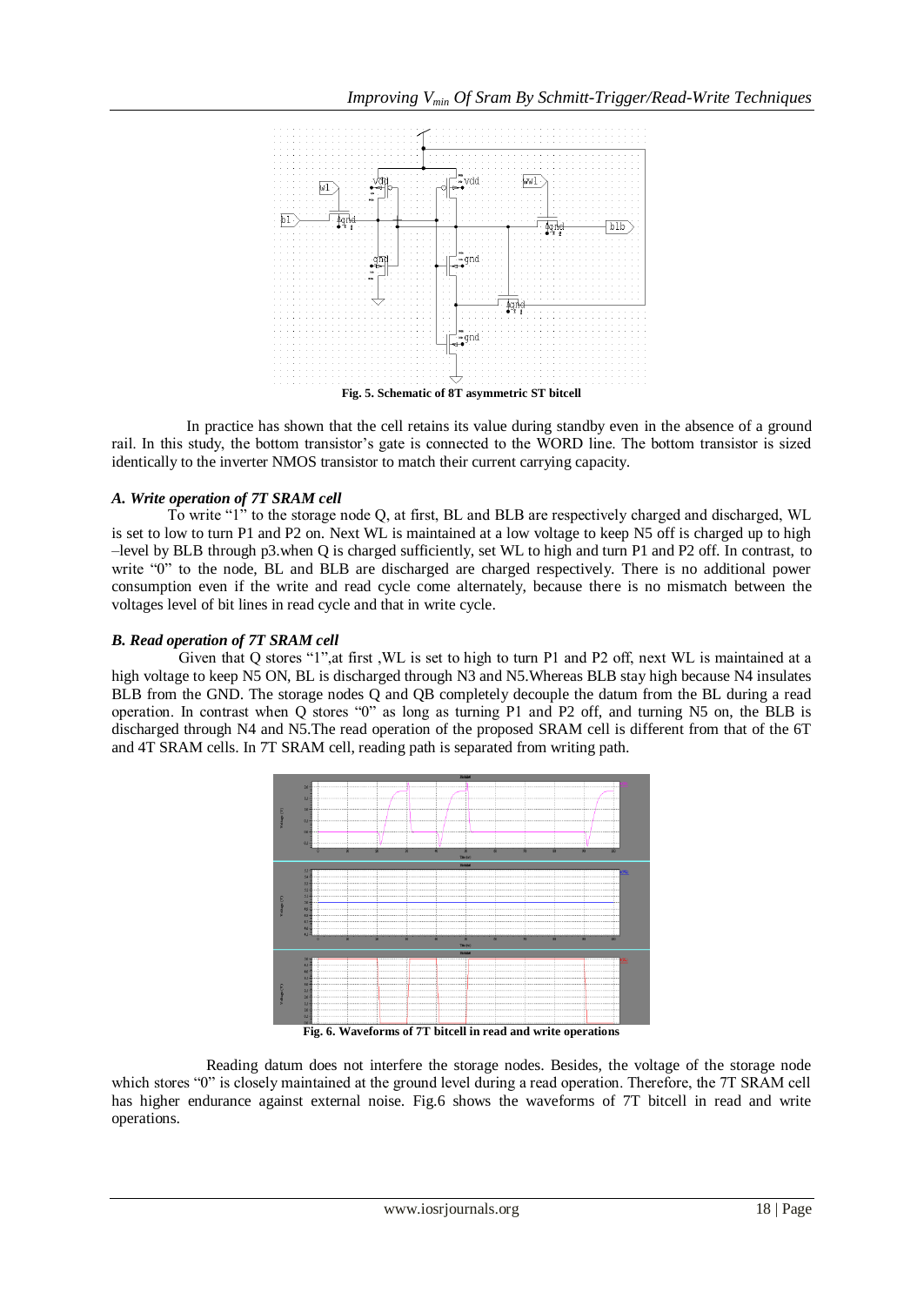Fig. 5. Schematic of 8T asymmetric ST bitcell

In practice has shown that the cell retains its value during standby even in the absence of a ground rail. In this study, the bottom transistor's gate is connected to the WORD line. The bottom transistor is sized identically to the inverter NMOS transistor to match their current carrying capacity.

### *A. Write operation of 7T SRAM cell*

To write "1" to the storage node Q, at first, BL and BLB are respectively charged and discharged, WL is set to low to turn P1 and P2 on. Next WL is maintained at a low voltage to keep N5 off is charged up to high –level by BLB through p3.when Q is charged sufficiently, set WL to high and turn P1 and P2 off. In contrast, to write "0" to the node, BL and BLB are discharged are charged respectively. There is no additional power consumption even if the write and read cycle come alternately, because there is no mismatch between the voltages level of bit lines in read cycle and that in write cycle.

### *B. Read operation of 7T SRAM cell*

Given that Q stores "1",at first ,WL is set to high to turn P1 and P2 off, next WL is maintained at a high voltage to keep N5 ON, BL is discharged through N3 and N5.Whereas BLB stay high because N4 insulates BLB from the GND. The storage nodes Q and QB completely decouple the datum from the BL during a read operation. In contrast when Q stores "0" as long as turning P1 and P2 off, and turning N5 on, the BLB is discharged through N4 and N5.The read operation of the proposed SRAM cell is different from that of the 6T and 4T SRAM cells. In 7T SRAM cell, reading path is separated from writing path.

Fig. 6. Waveforms of 7T bitcell in read and write operations

Reading datum does not interfere the storage nodes. Besides, the voltage of the storage node which stores "0" is closely maintained at the ground level during a read operation. Therefore, the 7T SRAM cell has higher endurance against external noise. Fig.6 shows the waveforms of 7T bitcell in read and write operations.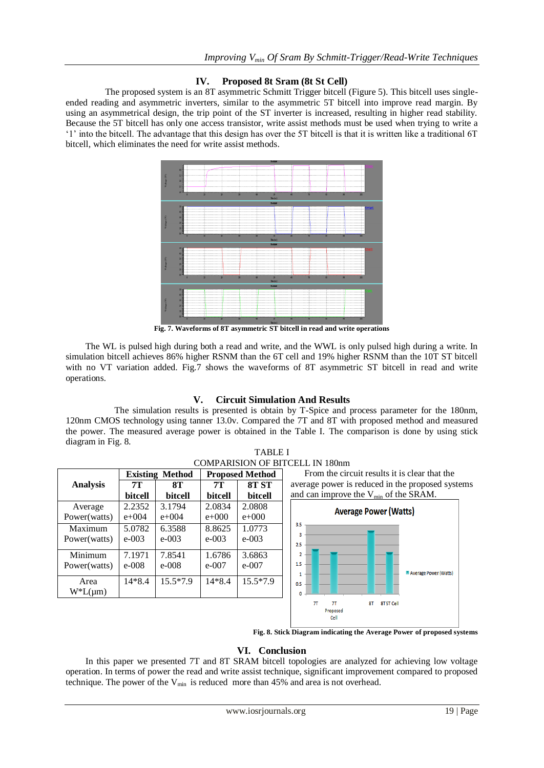## IV. Proposed 8t Sram (8t St Cell)

The proposed system is an 8T asymmetric Schmitt Trigger bitcell (Figure 5). This bitcell uses single-ended reading and asymmetric inverters, similar to the asymmetric 5T bitcell into improve read margin. By using an asymmetrical design, the trip point of the ST inverter is increased, resulting in higher read stability. Because the 5T bitcell has only one access transistor, write assist methods must be used when trying to write a '1' into the bitcell. The advantage that this design has over the 5T bitcell is that it is written like a traditional 6T bitcell, which eliminates the need for write assist methods.

**Fig. 7. Waveforms of 8T asymmetric ST bitcell in read and write operations**

The WL is pulsed high during both a read and write, and the WWL is only pulsed high during a write. In simulation bitcell achieves 86% higher RSNM than the 6T cell and 19% higher RSNM than the 10T ST bitcell with no VT variation added. Fig.7 shows the waveforms of 8T asymmetric ST bitcell in read and write operations.

## V. Circuit Simulation And Results

The simulation results is presented is obtain by T-Spice and process parameter for the 180nm, 120nm CMOS technology using tanner 13.0v. Compared the 7T and 8T with proposed method and measured the power. The measured average power is obtained in the Table I. The comparison is done by using stick diagram in Fig. 8.

TABLE I
COMPARISION OF BITCELL IN 180nm

| Analysis | Existing Method | | Proposed Method | |
|---|---|---|---|---|
| | 7T bitcell | 8T bitcell | 7T bitcell | 8T ST bitcell |
| Average Power(watts) | 2.2352 e+004 | 3.1794 e+004 | 2.0834 e+000 | 2.0808 e+000 |
| Maximum Power(watts) | 5.0782 e-003 | 6.3588 e-003 | 8.8625 e-003 | 1.0773 e-003 |
| Minimum Power(watts) | 7.1971 e-008 | 7.8541 e-008 | 1.6786 e-007 | 3.6863 e-007 |
| Area W*L(μm) | 14*8.4 | 15.5*7.9 | 14*8.4 | 15.5*7.9 |

From the circuit results it is clear that the average power is reduced in the proposed systems and can improve the $V_{min}$ of the SRAM.

**Fig. 8. Stick Diagram indicating the Average Power of proposed systems**

## VI. Conclusion

In this paper we presented 7T and 8T SRAM bitcell topologies are analyzed for achieving low voltage operation. In terms of power the read and write assist technique, significant improvement compared to proposed technique. The power of the $V_{min}$ is reduced more than 45% and area is not overhead.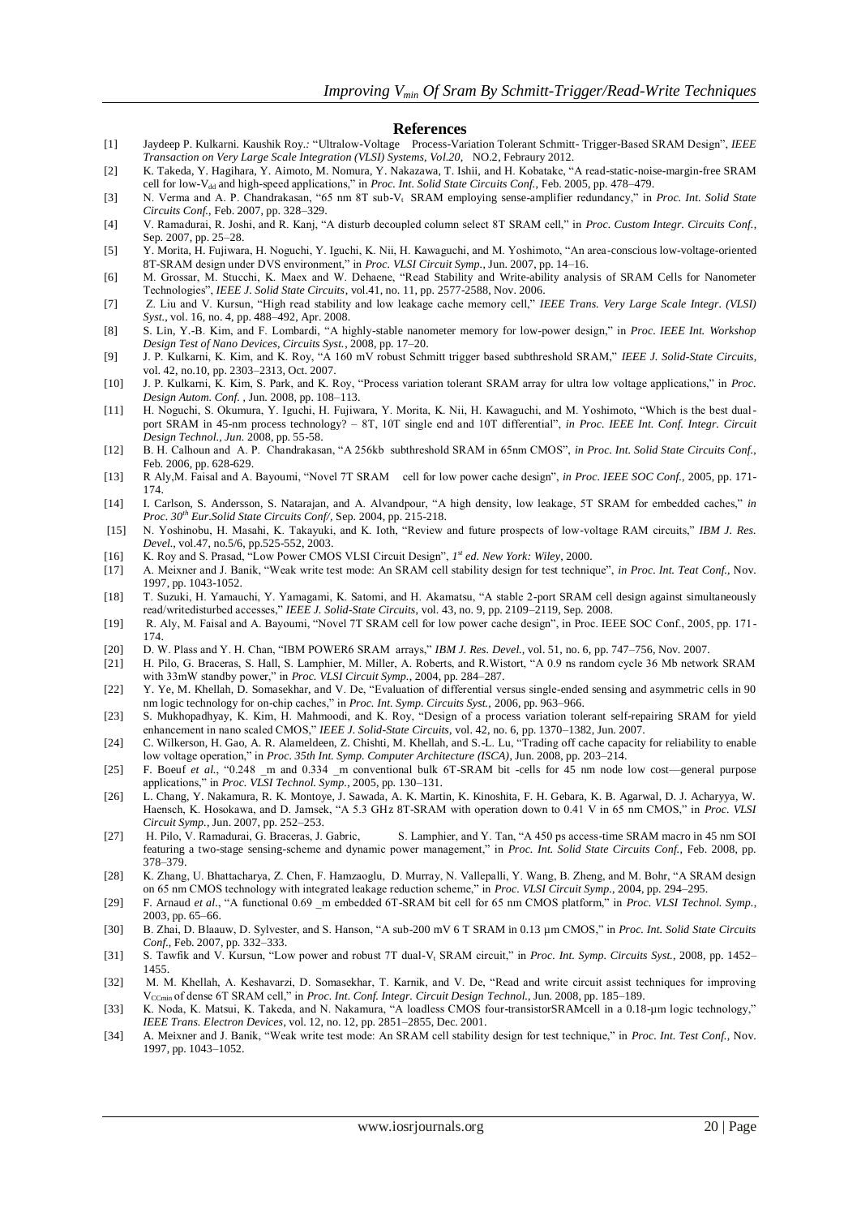## References

[1] Jaydeep P. Kulkarni. Kaushik Roy.: "Ultralow-Voltage Process-Variation Tolerant Schmitt- Trigger-Based SRAM Design", *IEEE Transaction on Very Large Scale Integration (VLSI) Systems, Vol.20,* NO.2, Febraury 2012.

[2] K. Takeda, Y. Hagihara, Y. Aimoto, M. Nomura, Y. Nakazawa, T. Ishii, and H. Kobatake, "A read-static-noise-margin-free SRAM cell for low-$V_{dd}$ and high-speed applications," in *Proc. Int. Solid State Circuits Conf.*, Feb. 2005, pp. 478–479.

[3] N. Verma and A. P. Chandrakasan, "65 nm 8T sub-$V_t$ SRAM employing sense-amplifier redundancy," in *Proc. Int. Solid State Circuits Conf.*, Feb. 2007, pp. 328–329.

[4] V. Ramadurai, R. Joshi, and R. Kanj, "A disturb decoupled column select 8T SRAM cell," in *Proc. Custom Integr. Circuits Conf.*, Sep. 2007, pp. 25–28.

[5] Y. Morita, H. Fujiwara, H. Noguchi, Y. Iguchi, K. Nii, H. Kawaguchi, and M. Yoshimoto, "An area-conscious low-voltage-oriented 8T-SRAM design under DVS environment," in *Proc. VLSI Circuit Symp.*, Jun. 2007, pp. 14–16.

[6] M. Grossar, M. Stucchi, K. Maex and W. Dehaene, "Read Stability and Write-ability analysis of SRAM Cells for Nanometer Technologies", *IEEE J. Solid State Circuits*, vol.41, no. 11, pp. 2577-2588, Nov. 2006.

[7] Z. Liu and V. Kursun, "High read stability and low leakage cache memory cell," *IEEE Trans. Very Large Scale Integr. (VLSI) Syst.*, vol. 16, no. 4, pp. 488–492, Apr. 2008.

[8] S. Lin, Y.-B. Kim, and F. Lombardi, "A highly-stable nanometer memory for low-power design," in *Proc. IEEE Int. Workshop Design Test of Nano Devices, Circuits Syst.*, 2008, pp. 17–20.

[9] J. P. Kulkarni, K. Kim, and K. Roy, "A 160 mV robust Schmitt trigger based subthreshold SRAM," *IEEE J. Solid-State Circuits,* vol. 42, no.10, pp. 2303–2313, Oct. 2007.

[10] J. P. Kulkarni, K. Kim, S. Park, and K. Roy, "Process variation tolerant SRAM array for ultra low voltage applications," in *Proc. Design Autom. Conf.* , Jun. 2008, pp. 108–113.

[11] H. Noguchi, S. Okumura, Y. Iguchi, H. Fujiwara, Y. Morita, K. Nii, H. Kawaguchi, and M. Yoshimoto, "Which is the best dual-port SRAM in 45-nm process technology? – 8T, 10T single end and 10T differential", *in Proc. IEEE Int. Conf. Integr. Circuit Design Technol., Jun.* 2008, pp. 55-58.

[12] B. H. Calhoun and A. P. Chandrakasan, "A 256kb subthreshold SRAM in 65nm CMOS", *in Proc. Int. Solid State Circuits Conf.*, Feb. 2006, pp. 628-629.

[13] R Aly,M. Faisal and A. Bayoumi, "Novel 7T SRAM cell for low power cache design", *in Proc. IEEE SOC Conf.*, 2005, pp. 171-174.

[14] I. Carlson, S. Andersson, S. Natarajan, and A. Alvandpour, "A high density, low leakage, 5T SRAM for embedded caches," *in Proc. 30th Eur.Solid State Circuits Conf/*, Sep. 2004, pp. 215-218.

[15] N. Yoshinobu, H. Masahi, K. Takayuki, and K. Ioth, "Review and future prospects of low-voltage RAM circuits," *IBM J. Res. Devel.*, vol.47, no.5/6, pp.525-552, 2003.

[16] K. Roy and S. Prasad, "Low Power CMOS VLSI Circuit Design", *1st ed. New York: Wiley*, 2000.

[17] A. Meixner and J. Banik, "Weak write test mode: An SRAM cell stability design for test technique", *in Proc. Int. Teat Conf.*, Nov. 1997, pp. 1043-1052.

[18] T. Suzuki, H. Yamauchi, Y. Yamagami, K. Satomi, and H. Akamatsu, "A stable 2-port SRAM cell design against simultaneously read/writedisturbed accesses," *IEEE J. Solid-State Circuits*, vol. 43, no. 9, pp. 2109–2119, Sep. 2008.

[19] R. Aly, M. Faisal and A. Bayoumi, "Novel 7T SRAM cell for low power cache design", in Proc. IEEE SOC Conf., 2005, pp. 171-174.

[20] D. W. Plass and Y. H. Chan, "IBM POWER6 SRAM arrays," *IBM J. Res. Devel.*, vol. 51, no. 6, pp. 747–756, Nov. 2007.

[21] H. Pilo, G. Braceras, S. Hall, S. Lamphier, M. Miller, A. Roberts, and R.Wistort, "A 0.9 ns random cycle 36 Mb network SRAM with 33mW standby power," in *Proc. VLSI Circuit Symp.*, 2004, pp. 284–287.

[22] Y. Ye, M. Khellah, D. Somasekhar, and V. De, "Evaluation of differential versus single-ended sensing and asymmetric cells in 90 nm logic technology for on-chip caches," in *Proc. Int. Symp. Circuits Syst.*, 2006, pp. 963–966.

[23] S. Mukhopadhyay, K. Kim, H. Mahmoodi, and K. Roy, "Design of a process variation tolerant self-repairing SRAM for yield enhancement in nano scaled CMOS," *IEEE J. Solid-State Circuits*, vol. 42, no. 6, pp. 1370–1382, Jun. 2007.

[24] C. Wilkerson, H. Gao, A. R. Alameldeen, Z. Chishti, M. Khellah, and S.-L. Lu, "Trading off cache capacity for reliability to enable low voltage operation," in *Proc. 35th Int. Symp. Computer Architecture (ISCA)*, Jun. 2008, pp. 203–214.

[25] F. Boeuf *et al.*, "0.248 _m and 0.334 _m conventional bulk 6T-SRAM bit -cells for 45 nm node low cost—general purpose applications," in *Proc. VLSI Technol. Symp.*, 2005, pp. 130–131.

[26] L. Chang, Y. Nakamura, R. K. Montoye, J. Sawada, A. K. Martin, K. Kinoshita, F. H. Gebara, K. B. Agarwal, D. J. Acharyya, W. Haensch, K. Hosokawa, and D. Jamsek, "A 5.3 GHz 8T-SRAM with operation down to 0.41 V in 65 nm CMOS," in *Proc. VLSI Circuit Symp.*, Jun. 2007, pp. 252–253.

[27] H. Pilo, V. Ramadurai, G. Braceras, J. Gabric, S. Lamphier, and Y. Tan, "A 450 ps access-time SRAM macro in 45 nm SOI featuring a two-stage sensing-scheme and dynamic power management," in *Proc. Int. Solid State Circuits Conf.*, Feb. 2008, pp. 378–379.

[28] K. Zhang, U. Bhattacharya, Z. Chen, F. Hamzaoglu, D. Murray, N. Vallepalli, Y. Wang, B. Zheng, and M. Bohr, "A SRAM design on 65 nm CMOS technology with integrated leakage reduction scheme," in *Proc. VLSI Circuit Symp.*, 2004, pp. 294–295.

[29] F. Arnaud *et al.*, "A functional 0.69 _m embedded 6T-SRAM bit cell for 65 nm CMOS platform," in *Proc. VLSI Technol. Symp.*, 2003, pp. 65–66.

[30] B. Zhai, D. Blaauw, D. Sylvester, and S. Hanson, "A sub-200 mV 6 T SRAM in 0.13 µm CMOS," in *Proc. Int. Solid State Circuits Conf.*, Feb. 2007, pp. 332–333.

[31] S. Tawfik and V. Kursun, "Low power and robust 7T dual-$V_t$ SRAM circuit," in *Proc. Int. Symp. Circuits Syst.*, 2008, pp. 1452–1455.

[32] M. M. Khellah, A. Keshavarzi, D. Somasekhar, T. Karnik, and V. De, "Read and write circuit assist techniques for improving $V_{CCmin}$ of dense 6T SRAM cell," in *Proc. Int. Conf. Integr. Circuit Design Technol.*, Jun. 2008, pp. 185–189.

[33] K. Noda, K. Matsui, K. Takeda, and N. Nakamura, "A loadless CMOS four-transistorSRAMcell in a 0.18-µm logic technology," *IEEE Trans. Electron Devices*, vol. 12, no. 12, pp. 2851–2855, Dec. 2001.

[34] A. Meixner and J. Banik, "Weak write test mode: An SRAM cell stability design for test technique," in *Proc. Int. Test Conf.*, Nov. 1997, pp. 1043–1052.